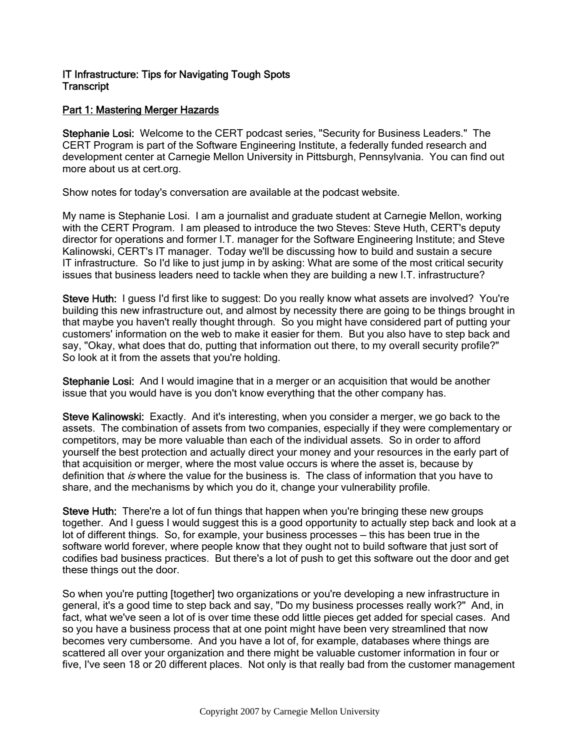**IT Infrastructure: Tips for Navigating Tough Spots**
**Transcript**

## Part 1: Mastering Merger Hazards

**Stephanie Losi:** Welcome to the CERT podcast series, "Security for Business Leaders." The CERT Program is part of the Software Engineering Institute, a federally funded research and development center at Carnegie Mellon University in Pittsburgh, Pennsylvania. You can find out more about us at cert.org.

Show notes for today's conversation are available at the podcast website.

My name is Stephanie Losi. I am a journalist and graduate student at Carnegie Mellon, working with the CERT Program. I am pleased to introduce the two Steves: Steve Huth, CERT's deputy director for operations and former I.T. manager for the Software Engineering Institute; and Steve Kalinowski, CERT's IT manager. Today we'll be discussing how to build and sustain a secure IT infrastructure. So I'd like to just jump in by asking: What are some of the most critical security issues that business leaders need to tackle when they are building a new I.T. infrastructure?

**Steve Huth:** I guess I'd first like to suggest: Do you really know what assets are involved? You're building this new infrastructure out, and almost by necessity there are going to be things brought in that maybe you haven't really thought through. So you might have considered part of putting your customers' information on the web to make it easier for them. But you also have to step back and say, "Okay, what does that do, putting that information out there, to my overall security profile?" So look at it from the assets that you're holding.

**Stephanie Losi:** And I would imagine that in a merger or an acquisition that would be another issue that you would have is you don't know everything that the other company has.

**Steve Kalinowski:** Exactly. And it's interesting, when you consider a merger, we go back to the assets. The combination of assets from two companies, especially if they were complementary or competitors, may be more valuable than each of the individual assets. So in order to afford yourself the best protection and actually direct your money and your resources in the early part of that acquisition or merger, where the most value occurs is where the asset is, because by definition that *is* where the value for the business is. The class of information that you have to share, and the mechanisms by which you do it, change your vulnerability profile.

**Steve Huth:** There're a lot of fun things that happen when you're bringing these new groups together. And I guess I would suggest this is a good opportunity to actually step back and look at a lot of different things. So, for example, your business processes — this has been true in the software world forever, where people know that they ought not to build software that just sort of codifies bad business practices. But there's a lot of push to get this software out the door and get these things out the door.

So when you're putting [together] two organizations or you're developing a new infrastructure in general, it's a good time to step back and say, "Do my business processes really work?" And, in fact, what we've seen a lot of is over time these odd little pieces get added for special cases. And so you have a business process that at one point might have been very streamlined that now becomes very cumbersome. And you have a lot of, for example, databases where things are scattered all over your organization and there might be valuable customer information in four or five, I've seen 18 or 20 different places. Not only is that really bad from the customer management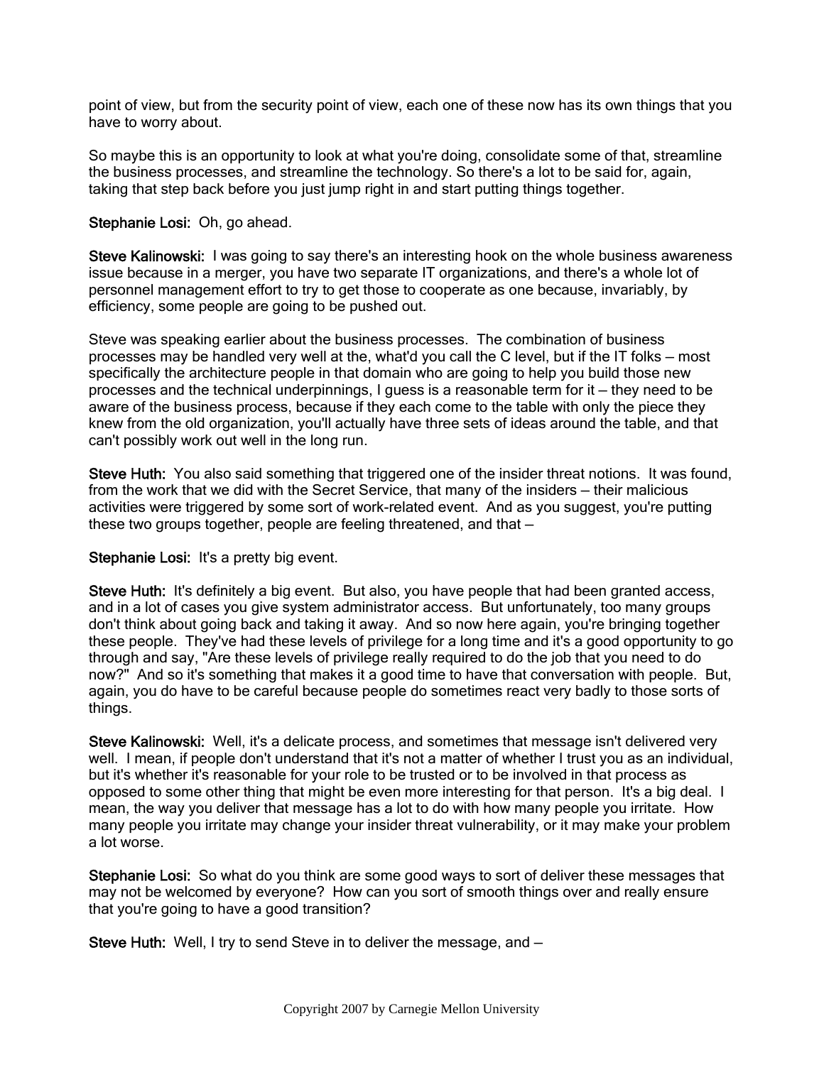point of view, but from the security point of view, each one of these now has its own things that you have to worry about.

So maybe this is an opportunity to look at what you're doing, consolidate some of that, streamline the business processes, and streamline the technology. So there's a lot to be said for, again, taking that step back before you just jump right in and start putting things together.

**Stephanie Losi:** Oh, go ahead.

**Steve Kalinowski:** I was going to say there's an interesting hook on the whole business awareness issue because in a merger, you have two separate IT organizations, and there's a whole lot of personnel management effort to try to get those to cooperate as one because, invariably, by efficiency, some people are going to be pushed out.

Steve was speaking earlier about the business processes. The combination of business processes may be handled very well at the, what'd you call the C level, but if the IT folks – most specifically the architecture people in that domain who are going to help you build those new processes and the technical underpinnings, I guess is a reasonable term for it – they need to be aware of the business process, because if they each come to the table with only the piece they knew from the old organization, you'll actually have three sets of ideas around the table, and that can't possibly work out well in the long run.

**Steve Huth:** You also said something that triggered one of the insider threat notions. It was found, from the work that we did with the Secret Service, that many of the insiders – their malicious activities were triggered by some sort of work-related event. And as you suggest, you're putting these two groups together, people are feeling threatened, and that –

**Stephanie Losi:** It's a pretty big event.

**Steve Huth:** It's definitely a big event. But also, you have people that had been granted access, and in a lot of cases you give system administrator access. But unfortunately, too many groups don't think about going back and taking it away. And so now here again, you're bringing together these people. They've had these levels of privilege for a long time and it's a good opportunity to go through and say, "Are these levels of privilege really required to do the job that you need to do now?" And so it's something that makes it a good time to have that conversation with people. But, again, you do have to be careful because people do sometimes react very badly to those sorts of things.

**Steve Kalinowski:** Well, it's a delicate process, and sometimes that message isn't delivered very well. I mean, if people don't understand that it's not a matter of whether I trust you as an individual, but it's whether it's reasonable for your role to be trusted or to be involved in that process as opposed to some other thing that might be even more interesting for that person. It's a big deal. I mean, the way you deliver that message has a lot to do with how many people you irritate. How many people you irritate may change your insider threat vulnerability, or it may make your problem a lot worse.

**Stephanie Losi:** So what do you think are some good ways to sort of deliver these messages that may not be welcomed by everyone? How can you sort of smooth things over and really ensure that you're going to have a good transition?

**Steve Huth:** Well, I try to send Steve in to deliver the message, and –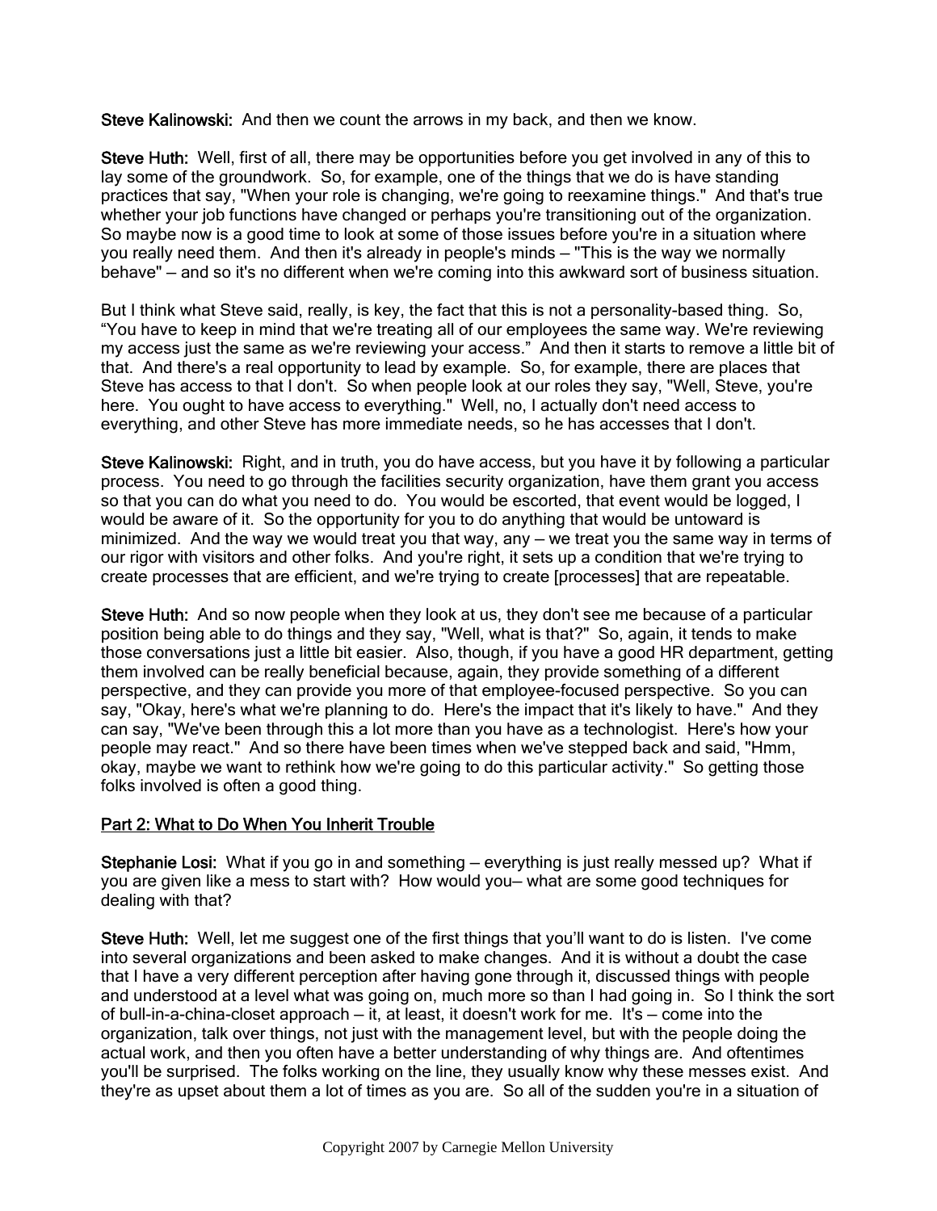**Steve Kalinowski:** And then we count the arrows in my back, and then we know.

**Steve Huth:** Well, first of all, there may be opportunities before you get involved in any of this to lay some of the groundwork. So, for example, one of the things that we do is have standing practices that say, "When your role is changing, we're going to reexamine things." And that's true whether your job functions have changed or perhaps you're transitioning out of the organization. So maybe now is a good time to look at some of those issues before you're in a situation where you really need them. And then it's already in people's minds — "This is the way we normally behave" — and so it's no different when we're coming into this awkward sort of business situation.

But I think what Steve said, really, is key, the fact that this is not a personality-based thing. So, "You have to keep in mind that we're treating all of our employees the same way. We're reviewing my access just the same as we're reviewing your access." And then it starts to remove a little bit of that. And there's a real opportunity to lead by example. So, for example, there are places that Steve has access to that I don't. So when people look at our roles they say, "Well, Steve, you're here. You ought to have access to everything." Well, no, I actually don't need access to everything, and other Steve has more immediate needs, so he has accesses that I don't.

**Steve Kalinowski:** Right, and in truth, you do have access, but you have it by following a particular process. You need to go through the facilities security organization, have them grant you access so that you can do what you need to do. You would be escorted, that event would be logged, I would be aware of it. So the opportunity for you to do anything that would be untoward is minimized. And the way we would treat you that way, any — we treat you the same way in terms of our rigor with visitors and other folks. And you're right, it sets up a condition that we're trying to create processes that are efficient, and we're trying to create [processes] that are repeatable.

**Steve Huth:** And so now people when they look at us, they don't see me because of a particular position being able to do things and they say, "Well, what is that?" So, again, it tends to make those conversations just a little bit easier. Also, though, if you have a good HR department, getting them involved can be really beneficial because, again, they provide something of a different perspective, and they can provide you more of that employee-focused perspective. So you can say, "Okay, here's what we're planning to do. Here's the impact that it's likely to have." And they can say, "We've been through this a lot more than you have as a technologist. Here's how your people may react." And so there have been times when we've stepped back and said, "Hmm, okay, maybe we want to rethink how we're going to do this particular activity." So getting those folks involved is often a good thing.

## Part 2: What to Do When You Inherit Trouble

**Stephanie Losi:** What if you go in and something — everything is just really messed up? What if you are given like a mess to start with? How would you— what are some good techniques for dealing with that?

**Steve Huth:** Well, let me suggest one of the first things that you'll want to do is listen. I've come into several organizations and been asked to make changes. And it is without a doubt the case that I have a very different perception after having gone through it, discussed things with people and understood at a level what was going on, much more so than I had going in. So I think the sort of bull-in-a-china-closet approach — it, at least, it doesn't work for me. It's — come into the organization, talk over things, not just with the management level, but with the people doing the actual work, and then you often have a better understanding of why things are. And oftentimes you'll be surprised. The folks working on the line, they usually know why these messes exist. And they're as upset about them a lot of times as you are. So all of the sudden you're in a situation of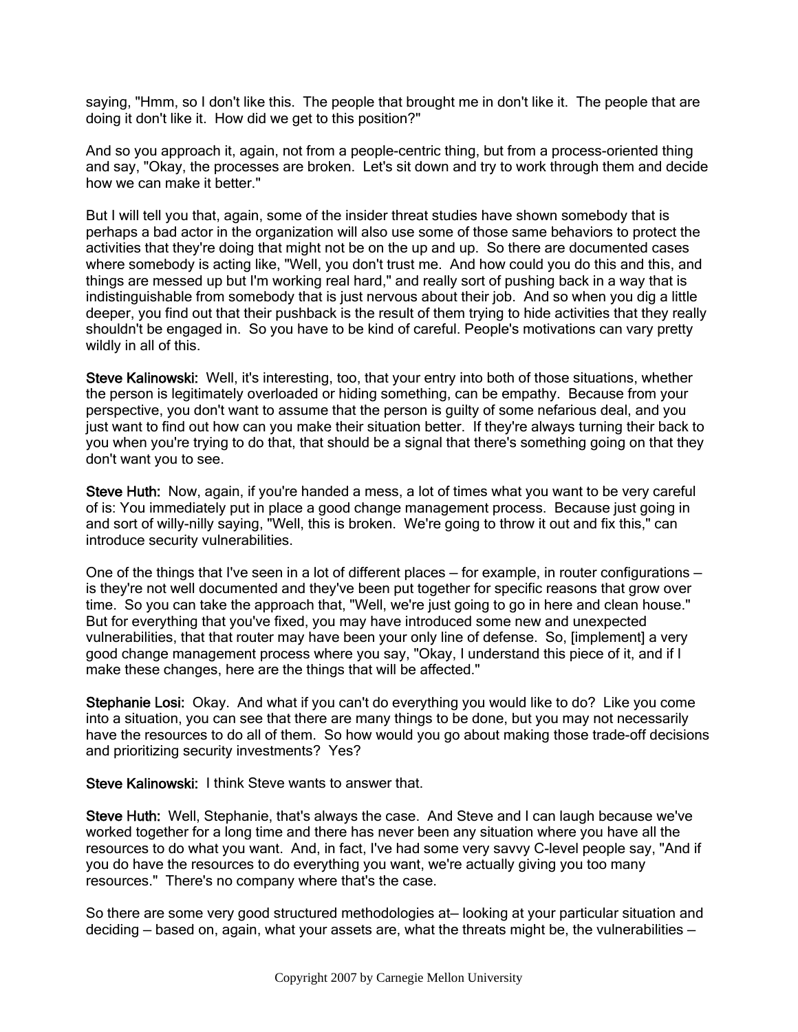saying, "Hmm, so I don't like this. The people that brought me in don't like it. The people that are doing it don't like it. How did we get to this position?"

And so you approach it, again, not from a people-centric thing, but from a process-oriented thing and say, "Okay, the processes are broken. Let's sit down and try to work through them and decide how we can make it better."

But I will tell you that, again, some of the insider threat studies have shown somebody that is perhaps a bad actor in the organization will also use some of those same behaviors to protect the activities that they're doing that might not be on the up and up. So there are documented cases where somebody is acting like, "Well, you don't trust me. And how could you do this and this, and things are messed up but I'm working real hard," and really sort of pushing back in a way that is indistinguishable from somebody that is just nervous about their job. And so when you dig a little deeper, you find out that their pushback is the result of them trying to hide activities that they really shouldn't be engaged in. So you have to be kind of careful. People's motivations can vary pretty wildly in all of this.

**Steve Kalinowski:** Well, it's interesting, too, that your entry into both of those situations, whether the person is legitimately overloaded or hiding something, can be empathy. Because from your perspective, you don't want to assume that the person is guilty of some nefarious deal, and you just want to find out how can you make their situation better. If they're always turning their back to you when you're trying to do that, that should be a signal that there's something going on that they don't want you to see.

**Steve Huth:** Now, again, if you're handed a mess, a lot of times what you want to be very careful of is: You immediately put in place a good change management process. Because just going in and sort of willy-nilly saying, "Well, this is broken. We're going to throw it out and fix this," can introduce security vulnerabilities.

One of the things that I've seen in a lot of different places – for example, in router configurations – is they're not well documented and they've been put together for specific reasons that grow over time. So you can take the approach that, "Well, we're just going to go in here and clean house." But for everything that you've fixed, you may have introduced some new and unexpected vulnerabilities, that that router may have been your only line of defense. So, [implement] a very good change management process where you say, "Okay, I understand this piece of it, and if I make these changes, here are the things that will be affected."

**Stephanie Losi:** Okay. And what if you can't do everything you would like to do? Like you come into a situation, you can see that there are many things to be done, but you may not necessarily have the resources to do all of them. So how would you go about making those trade-off decisions and prioritizing security investments? Yes?

**Steve Kalinowski:** I think Steve wants to answer that.

**Steve Huth:** Well, Stephanie, that's always the case. And Steve and I can laugh because we've worked together for a long time and there has never been any situation where you have all the resources to do what you want. And, in fact, I've had some very savvy C-level people say, "And if you do have the resources to do everything you want, we're actually giving you too many resources." There's no company where that's the case.

So there are some very good structured methodologies at– looking at your particular situation and deciding – based on, again, what your assets are, what the threats might be, the vulnerabilities –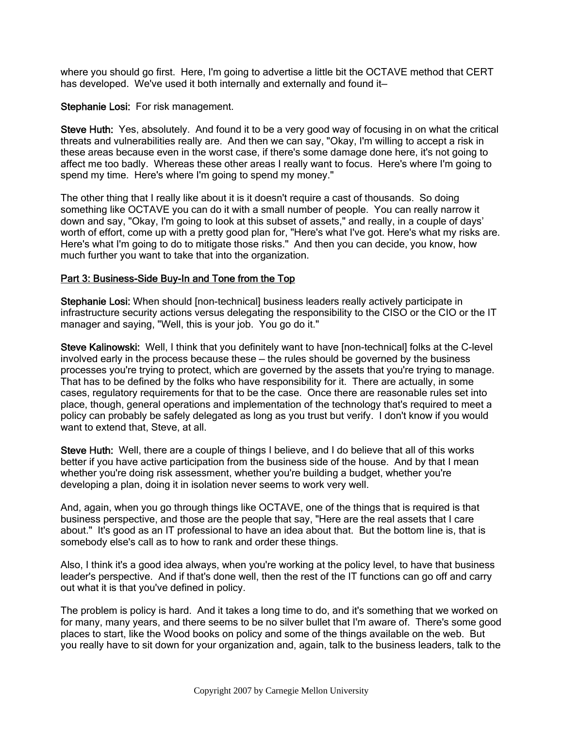where you should go first. Here, I'm going to advertise a little bit the OCTAVE method that CERT has developed. We've used it both internally and externally and found it–

**Stephanie Losi:** For risk management.

**Steve Huth:** Yes, absolutely. And found it to be a very good way of focusing in on what the critical threats and vulnerabilities really are. And then we can say, "Okay, I'm willing to accept a risk in these areas because even in the worst case, if there's some damage done here, it's not going to affect me too badly. Whereas these other areas I really want to focus. Here's where I'm going to spend my time. Here's where I'm going to spend my money."

The other thing that I really like about it is it doesn't require a cast of thousands. So doing something like OCTAVE you can do it with a small number of people. You can really narrow it down and say, "Okay, I'm going to look at this subset of assets," and really, in a couple of days' worth of effort, come up with a pretty good plan for, "Here's what I've got. Here's what my risks are. Here's what I'm going to do to mitigate those risks." And then you can decide, you know, how much further you want to take that into the organization.

## Part 3: Business-Side Buy-In and Tone from the Top

**Stephanie Losi:** When should [non-technical] business leaders really actively participate in infrastructure security actions versus delegating the responsibility to the CISO or the CIO or the IT manager and saying, "Well, this is your job. You go do it."

**Steve Kalinowski:** Well, I think that you definitely want to have [non-technical] folks at the C-level involved early in the process because these – the rules should be governed by the business processes you're trying to protect, which are governed by the assets that you're trying to manage. That has to be defined by the folks who have responsibility for it. There are actually, in some cases, regulatory requirements for that to be the case. Once there are reasonable rules set into place, though, general operations and implementation of the technology that's required to meet a policy can probably be safely delegated as long as you trust but verify. I don't know if you would want to extend that, Steve, at all.

**Steve Huth:** Well, there are a couple of things I believe, and I do believe that all of this works better if you have active participation from the business side of the house. And by that I mean whether you're doing risk assessment, whether you're building a budget, whether you're developing a plan, doing it in isolation never seems to work very well.

And, again, when you go through things like OCTAVE, one of the things that is required is that business perspective, and those are the people that say, "Here are the real assets that I care about." It's good as an IT professional to have an idea about that. But the bottom line is, that is somebody else's call as to how to rank and order these things.

Also, I think it's a good idea always, when you're working at the policy level, to have that business leader's perspective. And if that's done well, then the rest of the IT functions can go off and carry out what it is that you've defined in policy.

The problem is policy is hard. And it takes a long time to do, and it's something that we worked on for many, many years, and there seems to be no silver bullet that I'm aware of. There's some good places to start, like the Wood books on policy and some of the things available on the web. But you really have to sit down for your organization and, again, talk to the business leaders, talk to the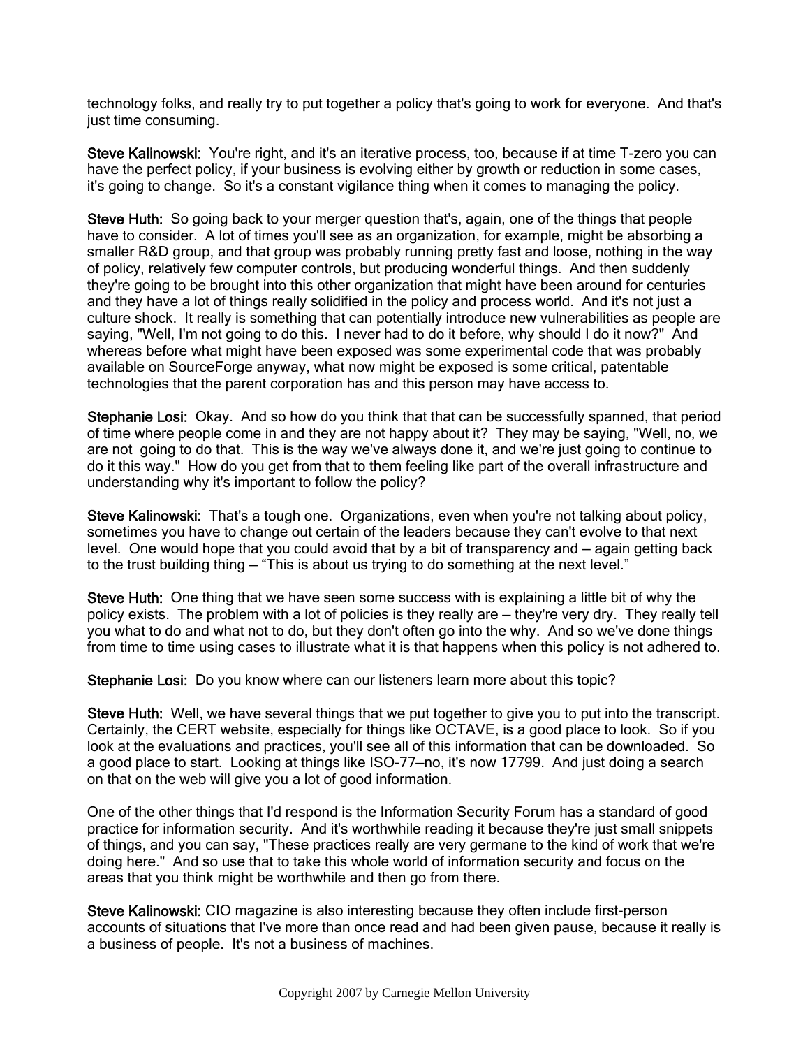technology folks, and really try to put together a policy that's going to work for everyone. And that's just time consuming.

**Steve Kalinowski:** You're right, and it's an iterative process, too, because if at time T-zero you can have the perfect policy, if your business is evolving either by growth or reduction in some cases, it's going to change. So it's a constant vigilance thing when it comes to managing the policy.

**Steve Huth:** So going back to your merger question that's, again, one of the things that people have to consider. A lot of times you'll see as an organization, for example, might be absorbing a smaller R&D group, and that group was probably running pretty fast and loose, nothing in the way of policy, relatively few computer controls, but producing wonderful things. And then suddenly they're going to be brought into this other organization that might have been around for centuries and they have a lot of things really solidified in the policy and process world. And it's not just a culture shock. It really is something that can potentially introduce new vulnerabilities as people are saying, "Well, I'm not going to do this. I never had to do it before, why should I do it now?" And whereas before what might have been exposed was some experimental code that was probably available on SourceForge anyway, what now might be exposed is some critical, patentable technologies that the parent corporation has and this person may have access to.

**Stephanie Losi:** Okay. And so how do you think that that can be successfully spanned, that period of time where people come in and they are not happy about it? They may be saying, "Well, no, we are not going to do that. This is the way we've always done it, and we're just going to continue to do it this way." How do you get from that to them feeling like part of the overall infrastructure and understanding why it's important to follow the policy?

**Steve Kalinowski:** That's a tough one. Organizations, even when you're not talking about policy, sometimes you have to change out certain of the leaders because they can't evolve to that next level. One would hope that you could avoid that by a bit of transparency and – again getting back to the trust building thing – "This is about us trying to do something at the next level."

**Steve Huth:** One thing that we have seen some success with is explaining a little bit of why the policy exists. The problem with a lot of policies is they really are – they're very dry. They really tell you what to do and what not to do, but they don't often go into the why. And so we've done things from time to time using cases to illustrate what it is that happens when this policy is not adhered to.

**Stephanie Losi:** Do you know where can our listeners learn more about this topic?

**Steve Huth:** Well, we have several things that we put together to give you to put into the transcript. Certainly, the CERT website, especially for things like OCTAVE, is a good place to look. So if you look at the evaluations and practices, you'll see all of this information that can be downloaded. So a good place to start. Looking at things like ISO-77—no, it's now 17799. And just doing a search on that on the web will give you a lot of good information.

One of the other things that I'd respond is the Information Security Forum has a standard of good practice for information security. And it's worthwhile reading it because they're just small snippets of things, and you can say, "These practices really are very germane to the kind of work that we're doing here." And so use that to take this whole world of information security and focus on the areas that you think might be worthwhile and then go from there.

**Steve Kalinowski:** CIO magazine is also interesting because they often include first-person accounts of situations that I've more than once read and had been given pause, because it really is a business of people. It's not a business of machines.

Copyright 2007 by Carnegie Mellon University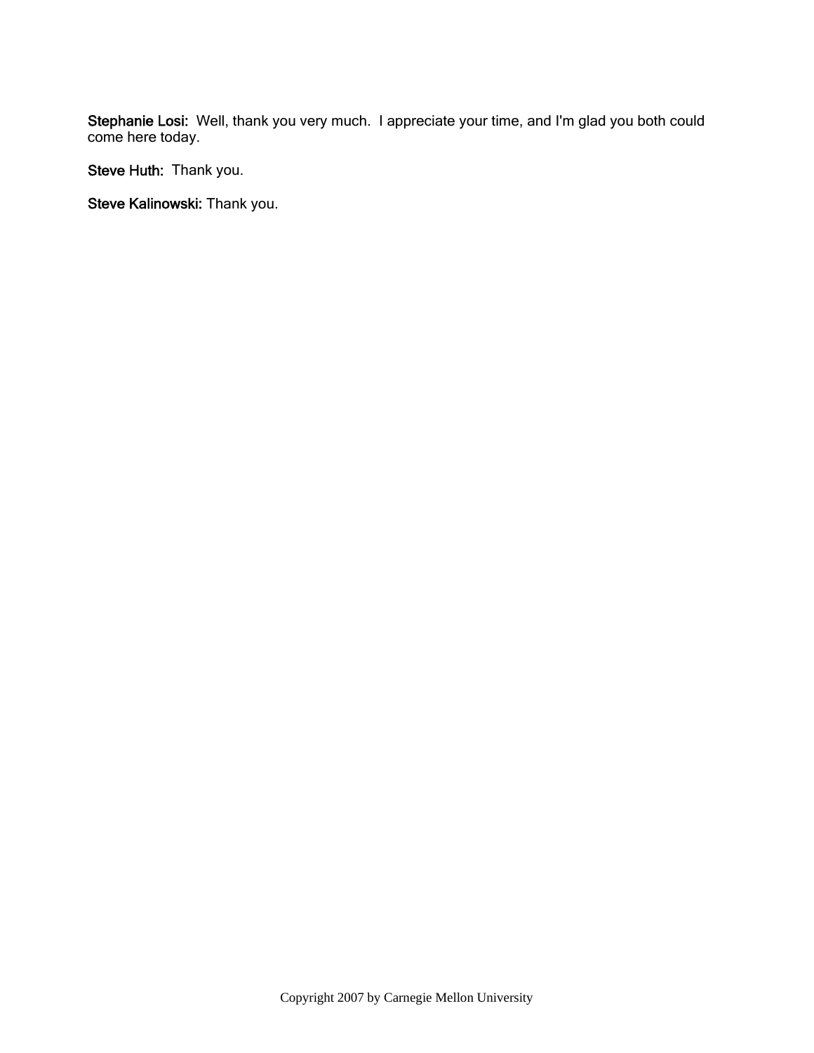**Stephanie Losi:** Well, thank you very much. I appreciate your time, and I'm glad you both could come here today.

**Steve Huth:** Thank you.

**Steve Kalinowski:** Thank you.

Copyright 2007 by Carnegie Mellon University